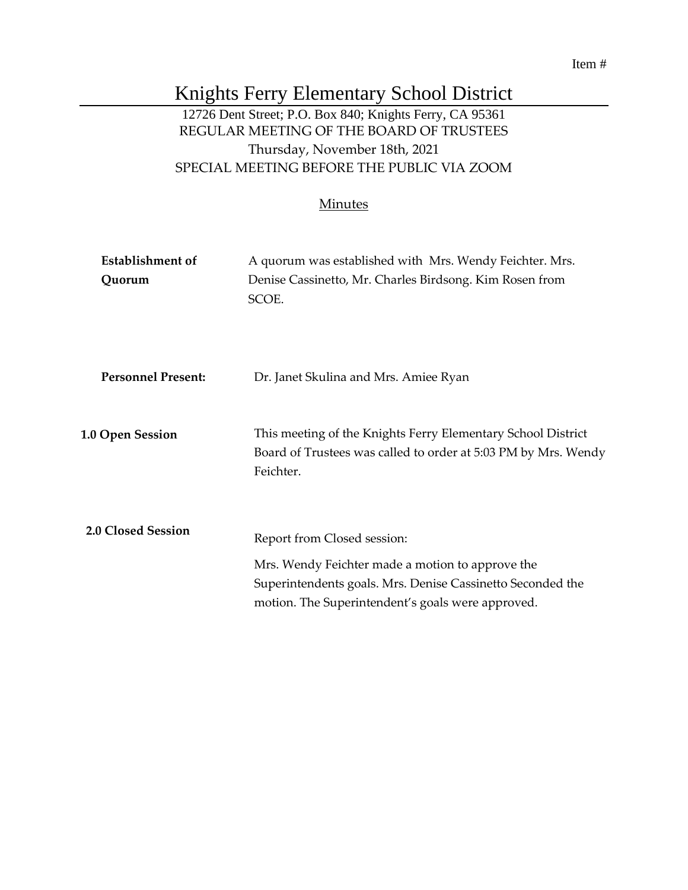Item #

# Knights Ferry Elementary School District

12726 Dent Street; P.O. Box 840; Knights Ferry, CA 95361
REGULAR MEETING OF THE BOARD OF TRUSTEES
Thursday, November 18th, 2021
SPECIAL MEETING BEFORE THE PUBLIC VIA ZOOM

## Minutes

**Establishment of Quorum**

A quorum was established with Mrs. Wendy Feichter. Mrs. Denise Cassinetto, Mr. Charles Birdsong. Kim Rosen from SCOE.

**Personnel Present:**

Dr. Janet Skulina and Mrs. Amiee Ryan

**1.0 Open Session**

This meeting of the Knights Ferry Elementary School District Board of Trustees was called to order at 5:03 PM by Mrs. Wendy Feichter.

**2.0 Closed Session**

Report from Closed session:

Mrs. Wendy Feichter made a motion to approve the Superintendents goals. Mrs. Denise Cassinetto Seconded the motion. The Superintendent's goals were approved.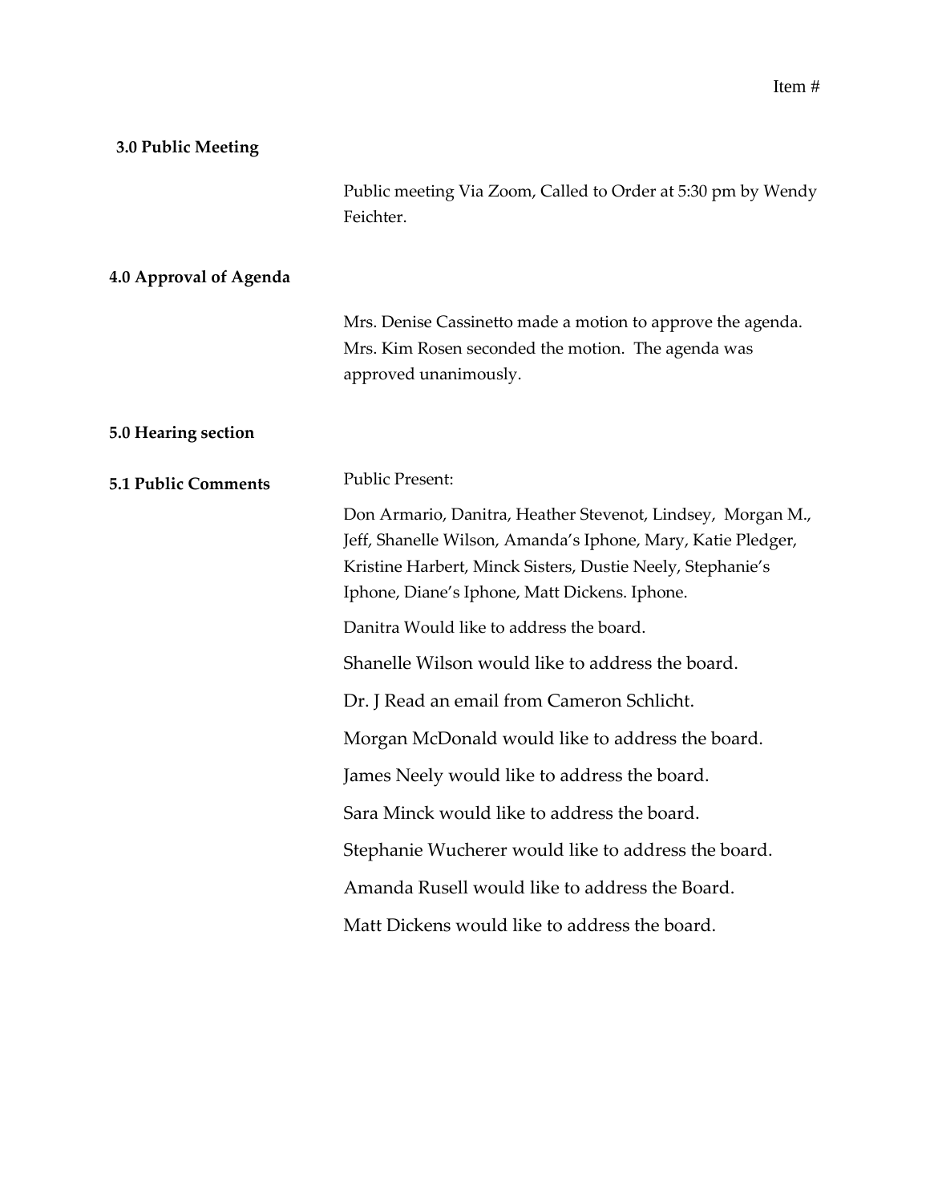Item #

**3.0 Public Meeting**

Public meeting Via Zoom, Called to Order at 5:30 pm by Wendy Feichter.

**4.0 Approval of Agenda**

Mrs. Denise Cassinetto made a motion to approve the agenda. Mrs. Kim Rosen seconded the motion. The agenda was approved unanimously.

**5.0 Hearing section**

**5.1 Public Comments**

Public Present:

Don Armario, Danitra, Heather Stevenot, Lindsey, Morgan M., Jeff, Shanelle Wilson, Amanda's Iphone, Mary, Katie Pledger, Kristine Harbert, Minck Sisters, Dustie Neely, Stephanie's Iphone, Diane's Iphone, Matt Dickens. Iphone.

Danitra Would like to address the board.

Shanelle Wilson would like to address the board.

Dr. J Read an email from Cameron Schlicht.

Morgan McDonald would like to address the board.

James Neely would like to address the board.

Sara Minck would like to address the board.

Stephanie Wucherer would like to address the board.

Amanda Rusell would like to address the Board.

Matt Dickens would like to address the board.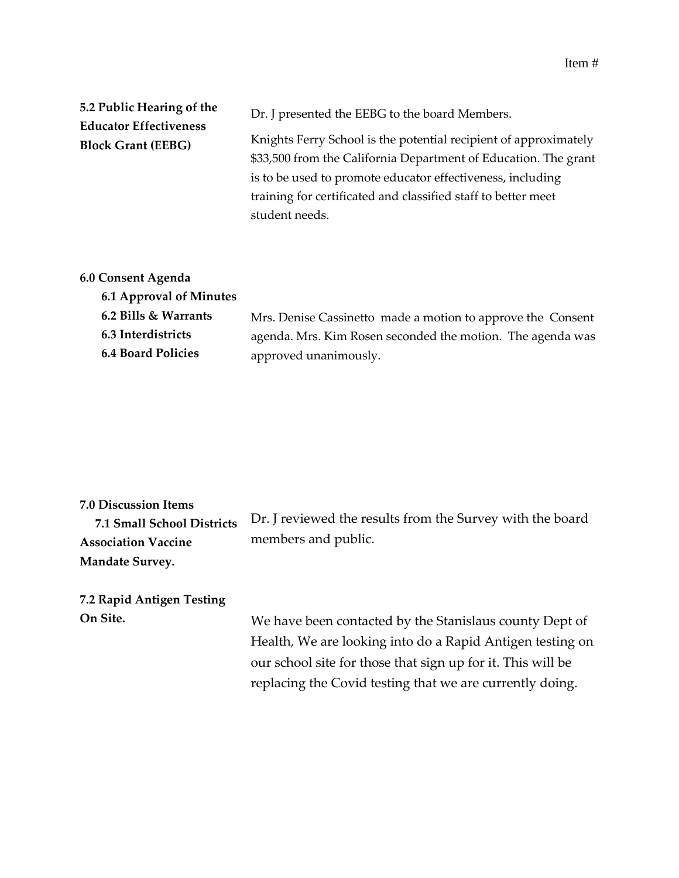Item #

**5.2 Public Hearing of the Educator Effectiveness Block Grant (EEBG)**

Dr. J presented the EEBG to the board Members.

Knights Ferry School is the potential recipient of approximately $33,500 from the California Department of Education. The grant is to be used to promote educator effectiveness, including training for certificated and classified staff to better meet student needs.

**6.0 Consent Agenda**

- **6.1 Approval of Minutes**
- **6.2 Bills & Warrants**
- **6.3 Interdistricts**
- **6.4 Board Policies**

Mrs. Denise Cassinetto made a motion to approve the Consent agenda. Mrs. Kim Rosen seconded the motion. The agenda was approved unanimously.

**7.0 Discussion Items**

**7.1 Small School Districts Association Vaccine Mandate Survey.**

Dr. J reviewed the results from the Survey with the board members and public.

**7.2 Rapid Antigen Testing On Site.**

We have been contacted by the Stanislaus county Dept of Health, We are looking into do a Rapid Antigen testing on our school site for those that sign up for it. This will be replacing the Covid testing that we are currently doing.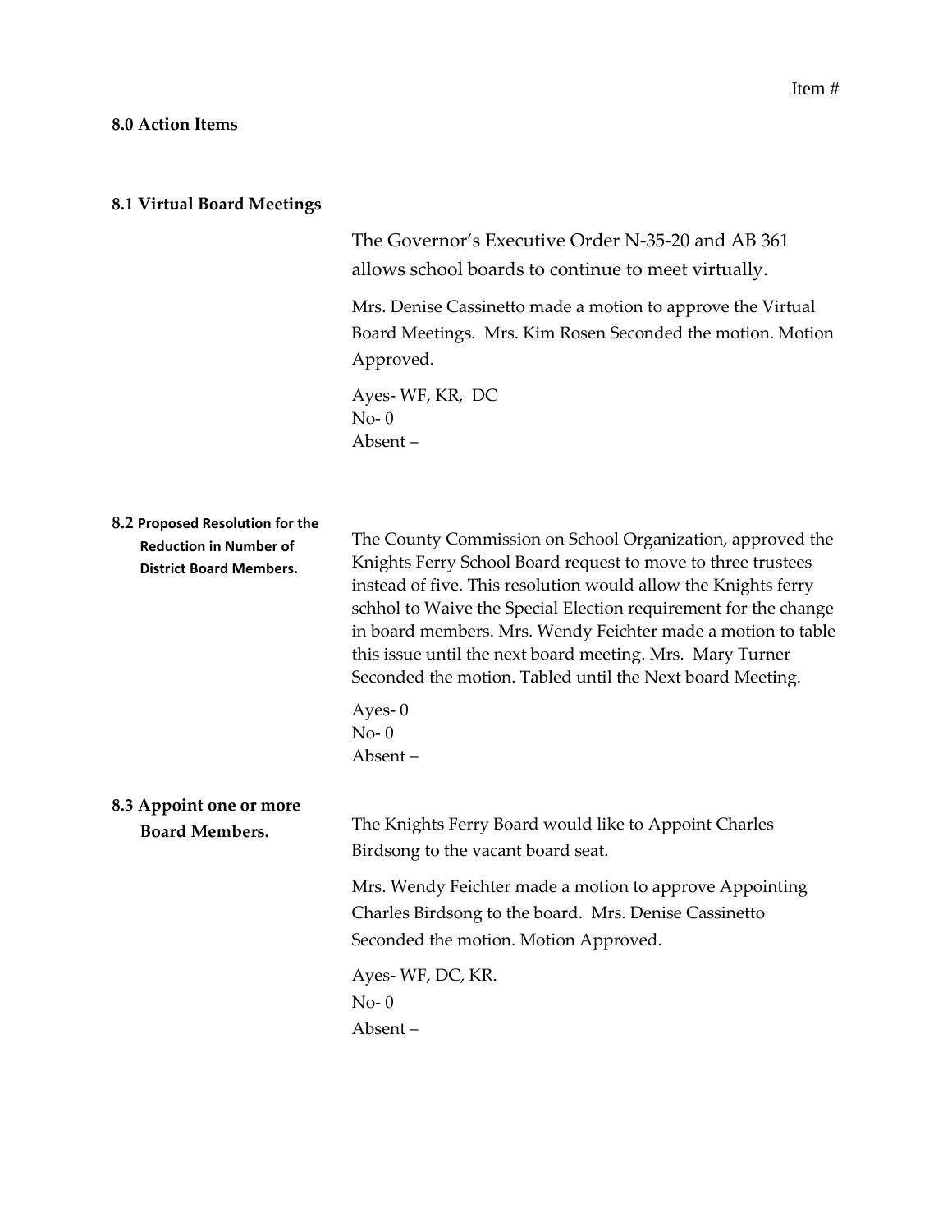Item #

## 8.0 Action Items

### 8.1 Virtual Board Meetings

The Governor's Executive Order N-35-20 and AB 361 allows school boards to continue to meet virtually.

Mrs. Denise Cassinetto made a motion to approve the Virtual Board Meetings. Mrs. Kim Rosen Seconded the motion. Motion Approved.

Ayes- WF, KR, DC
No- 0
Absent –

### 8.2 Proposed Resolution for the Reduction in Number of District Board Members.

The County Commission on School Organization, approved the Knights Ferry School Board request to move to three trustees instead of five. This resolution would allow the Knights ferry schhol to Waive the Special Election requirement for the change in board members. Mrs. Wendy Feichter made a motion to table this issue until the next board meeting. Mrs. Mary Turner Seconded the motion. Tabled until the Next board Meeting.

Ayes- 0
No- 0
Absent –

### 8.3 Appoint one or more Board Members.

The Knights Ferry Board would like to Appoint Charles Birdsong to the vacant board seat.

Mrs. Wendy Feichter made a motion to approve Appointing Charles Birdsong to the board. Mrs. Denise Cassinetto Seconded the motion. Motion Approved.

Ayes- WF, DC, KR.
No- 0
Absent –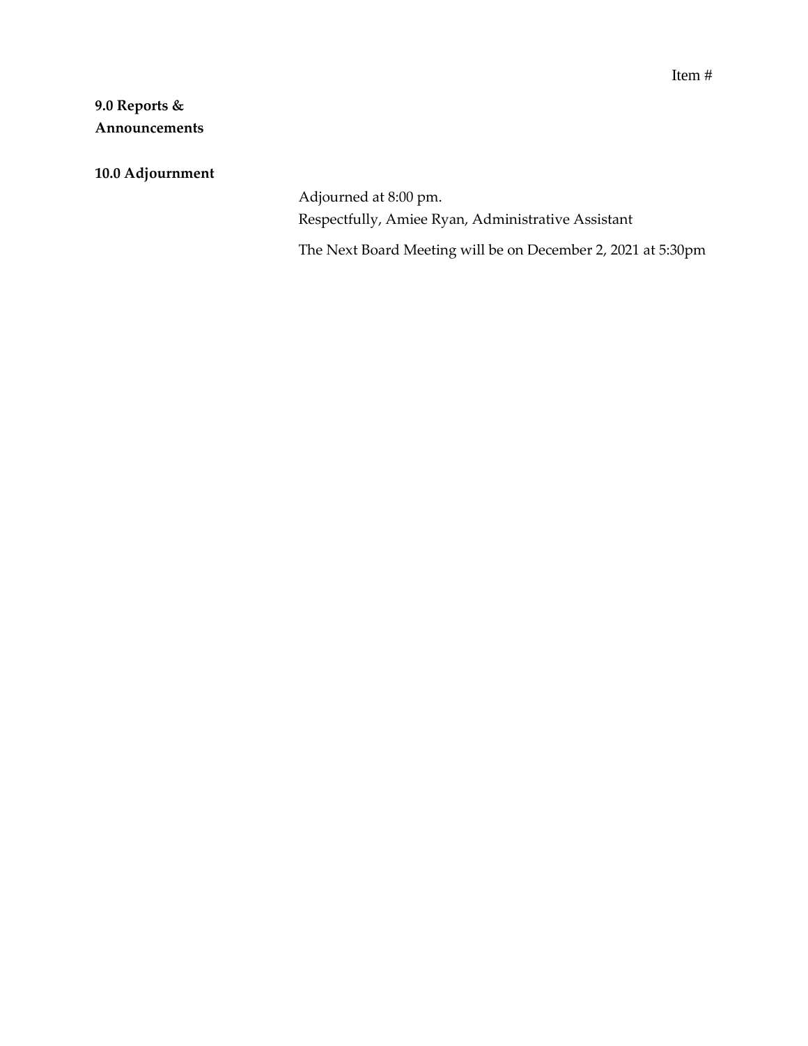Item #

**9.0 Reports & Announcements**

**10.0 Adjournment**

Adjourned at 8:00 pm.
Respectfully, Amiee Ryan, Administrative Assistant

The Next Board Meeting will be on December 2, 2021 at 5:30pm